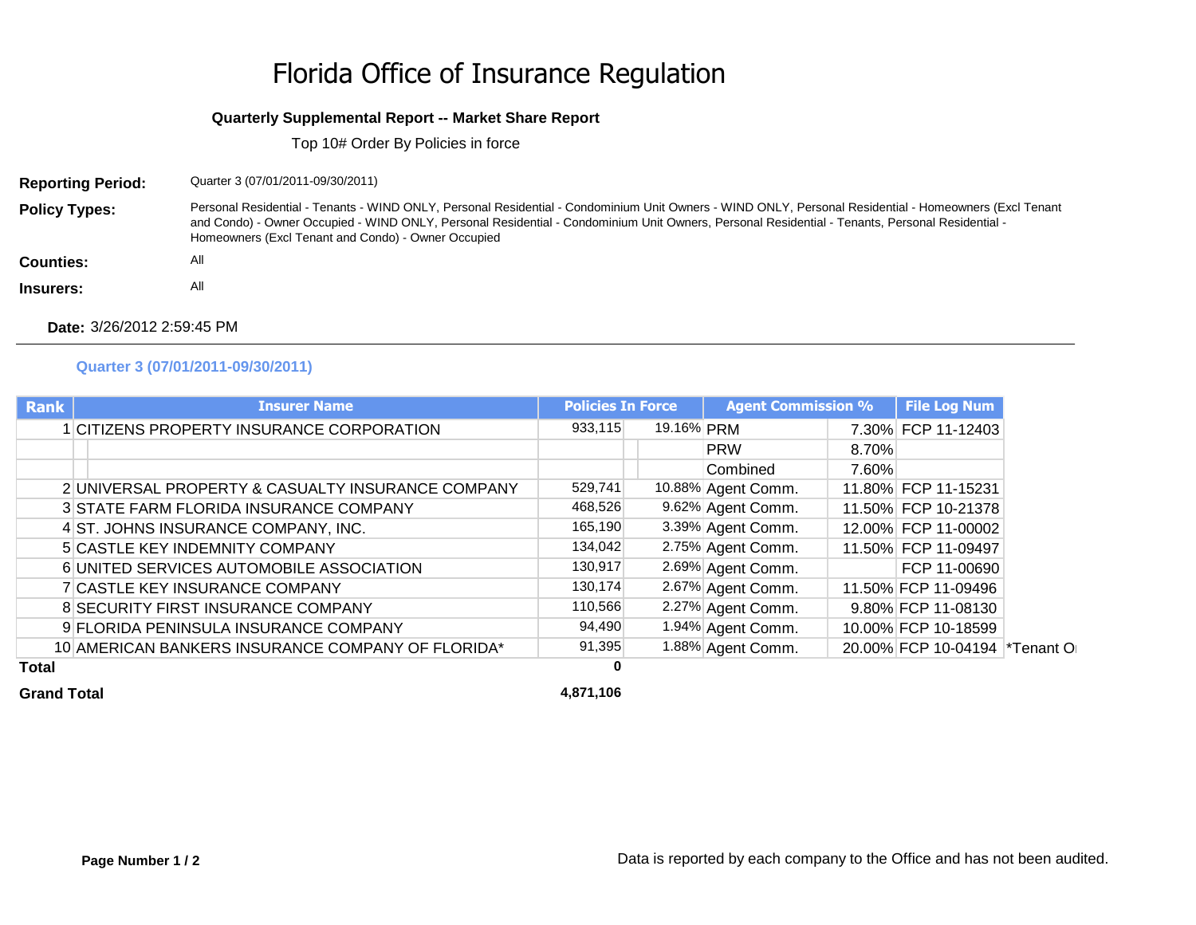# Florida Office of Insurance Regulation

**Quarterly Supplemental Report -- Market Share Report**

Top 10# Order By Policies in force

**Reporting Period:** Quarter 3 (07/01/2011-09/30/2011)

**Policy Types:** Personal Residential - Tenants - WIND ONLY, Personal Residential - Condominium Unit Owners - WIND ONLY, Personal Residential - Homeowners (Excl Tenant and Condo) - Owner Occupied - WIND ONLY, Personal Residential - Condominium Unit Owners, Personal Residential - Tenants, Personal Residential - Homeowners (Excl Tenant and Condo) - Owner Occupied

**Counties:** All

**Insurers:** All

**Date:** 3/26/2012 2:59:45 PM

### Quarter 3 (07/01/2011-09/30/2011)

| Rank | Insurer Name | Policies In Force | | Agent Commission % | | File Log Num | |
|---|---|---|---|---|---|---|---|
| 1 | CITIZENS PROPERTY INSURANCE CORPORATION | 933,115 | 19.16% | PRM | 7.30% | FCP 11-12403 | |
| | | | | PRW | 8.70% | | |
| | | | | Combined | 7.60% | | |
| 2 | UNIVERSAL PROPERTY & CASUALTY INSURANCE COMPANY | 529,741 | 10.88% | Agent Comm. | 11.80% | FCP 11-15231 | |
| 3 | STATE FARM FLORIDA INSURANCE COMPANY | 468,526 | 9.62% | Agent Comm. | 11.50% | FCP 10-21378 | |
| 4 | ST. JOHNS INSURANCE COMPANY, INC. | 165,190 | 3.39% | Agent Comm. | 12.00% | FCP 11-00002 | |
| 5 | CASTLE KEY INDEMNITY COMPANY | 134,042 | 2.75% | Agent Comm. | 11.50% | FCP 11-09497 | |
| 6 | UNITED SERVICES AUTOMOBILE ASSOCIATION | 130,917 | 2.69% | Agent Comm. | | FCP 11-00690 | |
| 7 | CASTLE KEY INSURANCE COMPANY | 130,174 | 2.67% | Agent Comm. | 11.50% | FCP 11-09496 | |
| 8 | SECURITY FIRST INSURANCE COMPANY | 110,566 | 2.27% | Agent Comm. | 9.80% | FCP 11-08130 | |
| 9 | FLORIDA PENINSULA INSURANCE COMPANY | 94,490 | 1.94% | Agent Comm. | 10.00% | FCP 10-18599 | |
| 10 | AMERICAN BANKERS INSURANCE COMPANY OF FLORIDA* | 91,395 | 1.88% | Agent Comm. | 20.00% | FCP 10-04194 | *Tenant O |
| **Total** | | **0** | | | | | |
| **Grand Total** | | **4,871,106** | | | | | |

Data is reported by each company to the Office and has not been audited.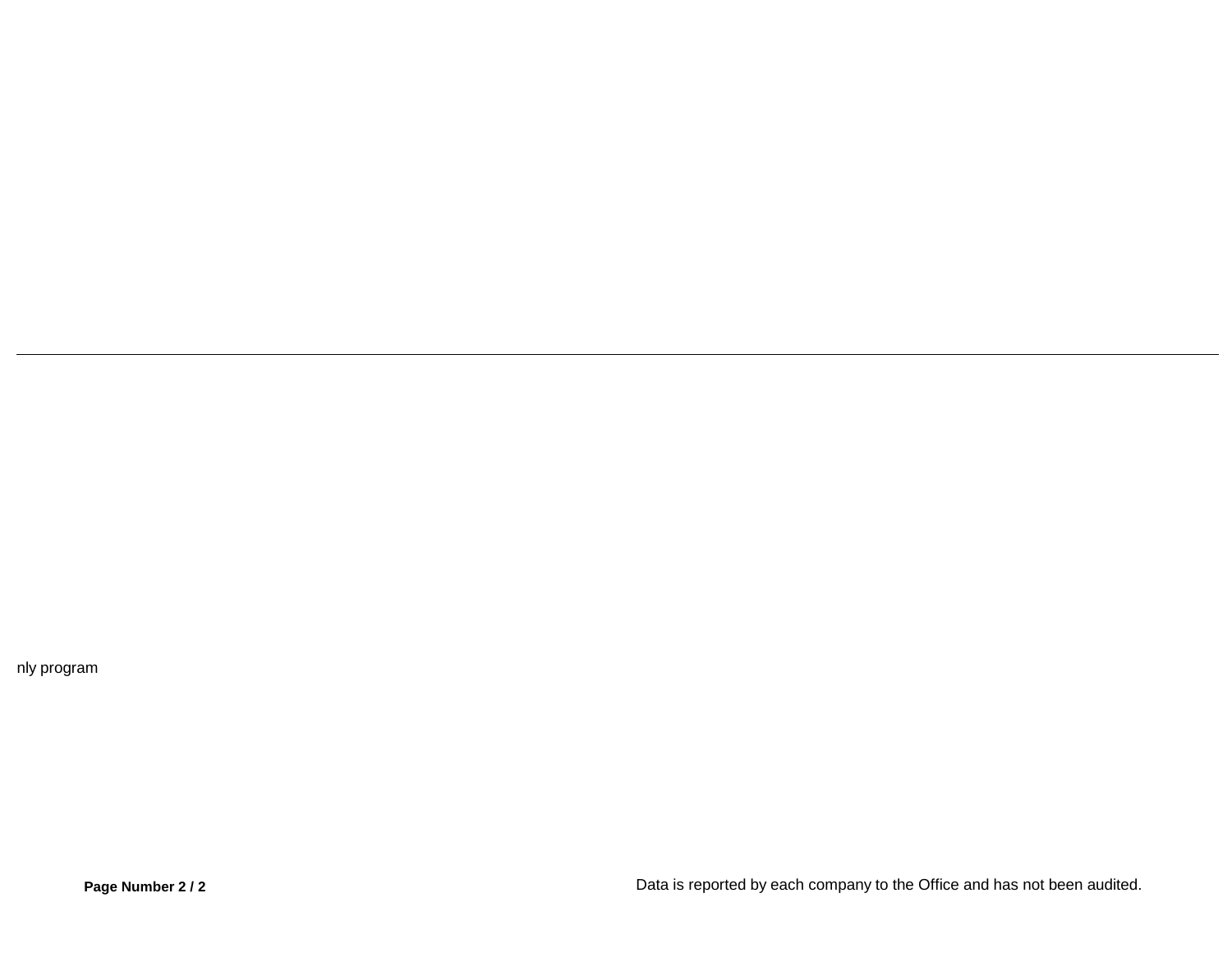---

nly program

Data is reported by each company to the Office and has not been audited.